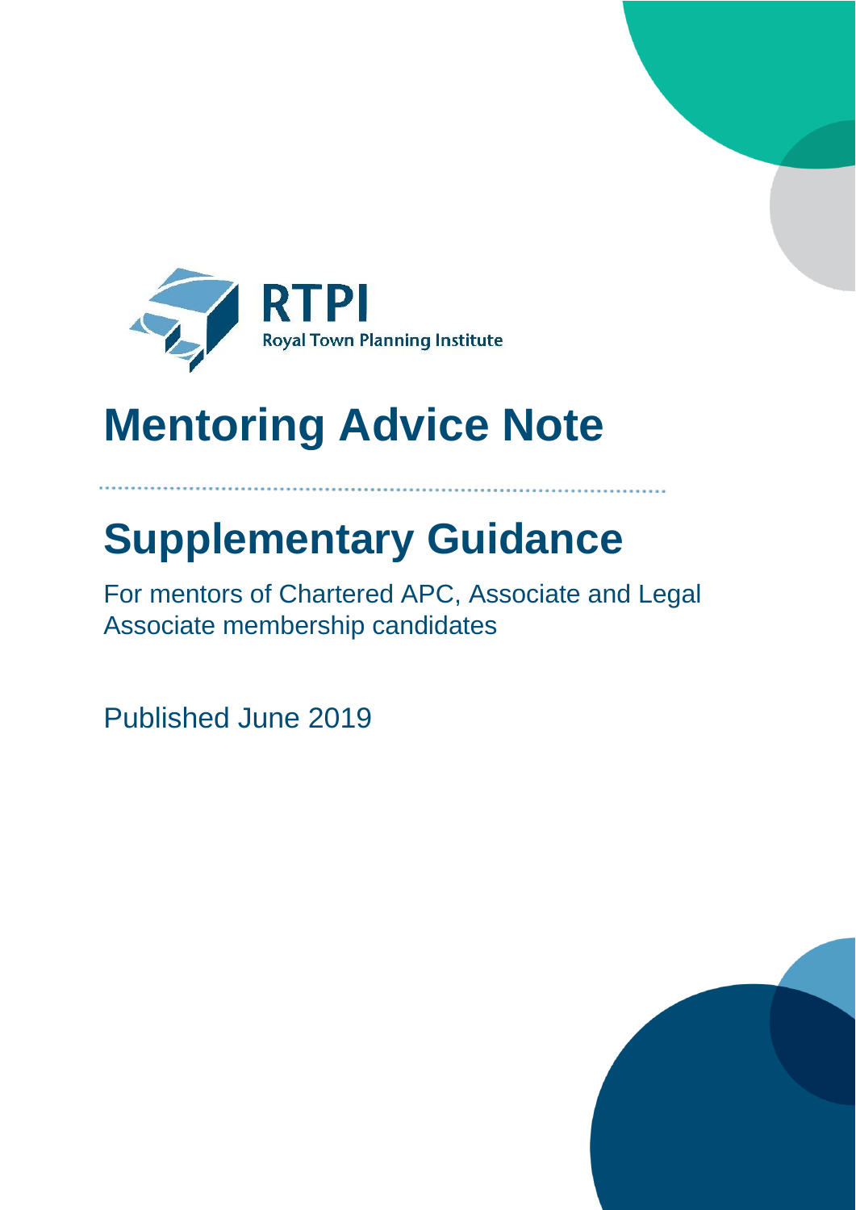RTPI

Royal Town Planning Institute

# Mentoring Advice Note

## Supplementary Guidance

For mentors of Chartered APC, Associate and Legal Associate membership candidates

Published June 2019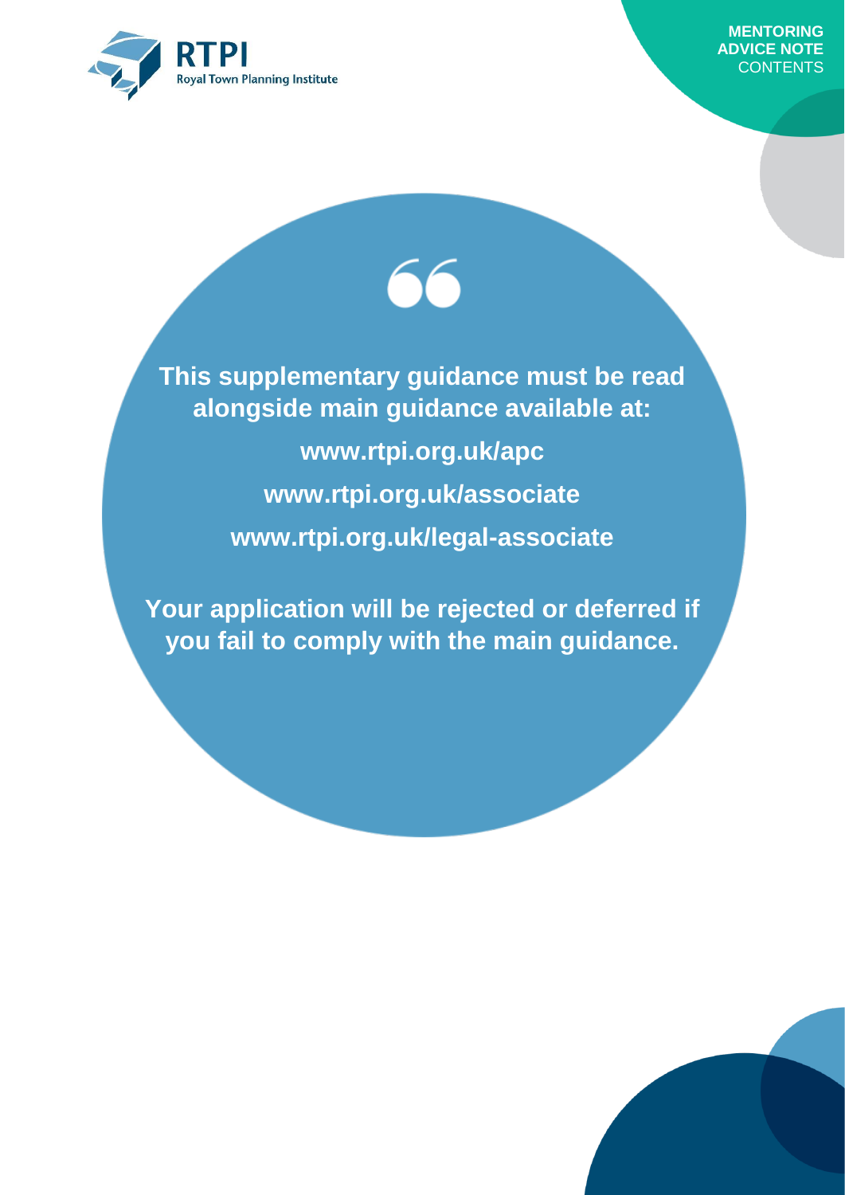**This supplementary guidance must be read alongside main guidance available at:**

**www.rtpi.org.uk/apc**

**www.rtpi.org.uk/associate**

**www.rtpi.org.uk/legal-associate**

**Your application will be rejected or deferred if you fail to comply with the main guidance.**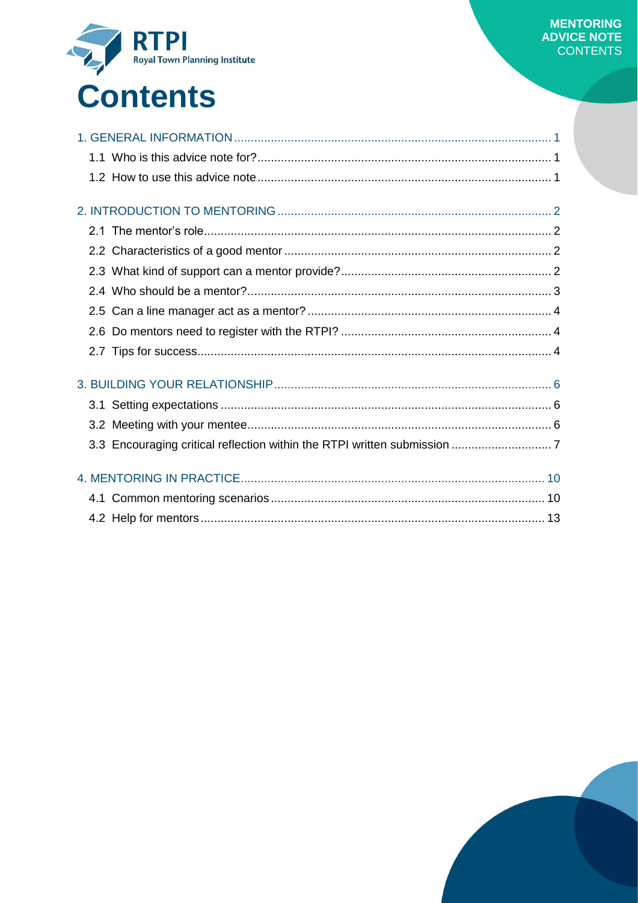# Contents

1. GENERAL INFORMATION ..... 1
   - 1.1 Who is this advice note for? ..... 1
   - 1.2 How to use this advice note ..... 1

2. INTRODUCTION TO MENTORING ..... 2
   - 2.1 The mentor's role ..... 2
   - 2.2 Characteristics of a good mentor ..... 2
   - 2.3 What kind of support can a mentor provide? ..... 2
   - 2.4 Who should be a mentor? ..... 3
   - 2.5 Can a line manager act as a mentor? ..... 4
   - 2.6 Do mentors need to register with the RTPI? ..... 4
   - 2.7 Tips for success ..... 4

3. BUILDING YOUR RELATIONSHIP ..... 6
   - 3.1 Setting expectations ..... 6
   - 3.2 Meeting with your mentee ..... 6
   - 3.3 Encouraging critical reflection within the RTPI written submission ..... 7

4. MENTORING IN PRACTICE ..... 10
   - 4.1 Common mentoring scenarios ..... 10
   - 4.2 Help for mentors ..... 13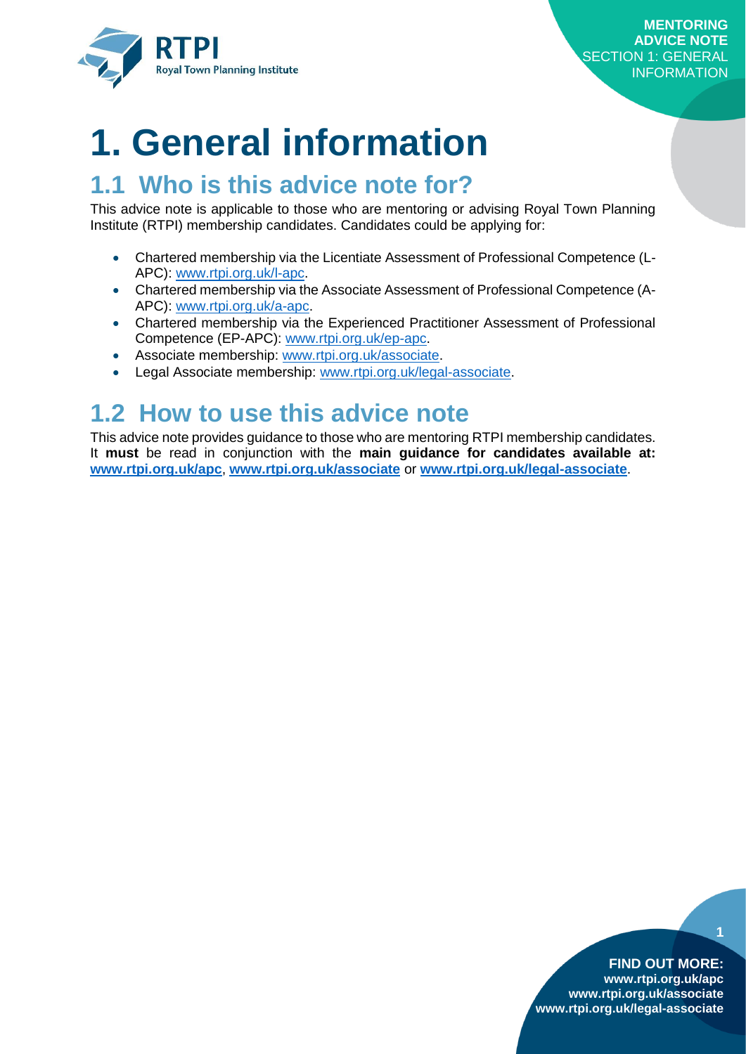# 1. General information

## 1.1 Who is this advice note for?

This advice note is applicable to those who are mentoring or advising Royal Town Planning Institute (RTPI) membership candidates. Candidates could be applying for:

- Chartered membership via the Licentiate Assessment of Professional Competence (L-APC): www.rtpi.org.uk/l-apc.
- Chartered membership via the Associate Assessment of Professional Competence (A-APC): www.rtpi.org.uk/a-apc.
- Chartered membership via the Experienced Practitioner Assessment of Professional Competence (EP-APC): www.rtpi.org.uk/ep-apc.
- Associate membership: www.rtpi.org.uk/associate.
- Legal Associate membership: www.rtpi.org.uk/legal-associate.

## 1.2 How to use this advice note

This advice note provides guidance to those who are mentoring RTPI membership candidates. It **must** be read in conjunction with the **main guidance for candidates available at: www.rtpi.org.uk/apc**, **www.rtpi.org.uk/associate** or **www.rtpi.org.uk/legal-associate**.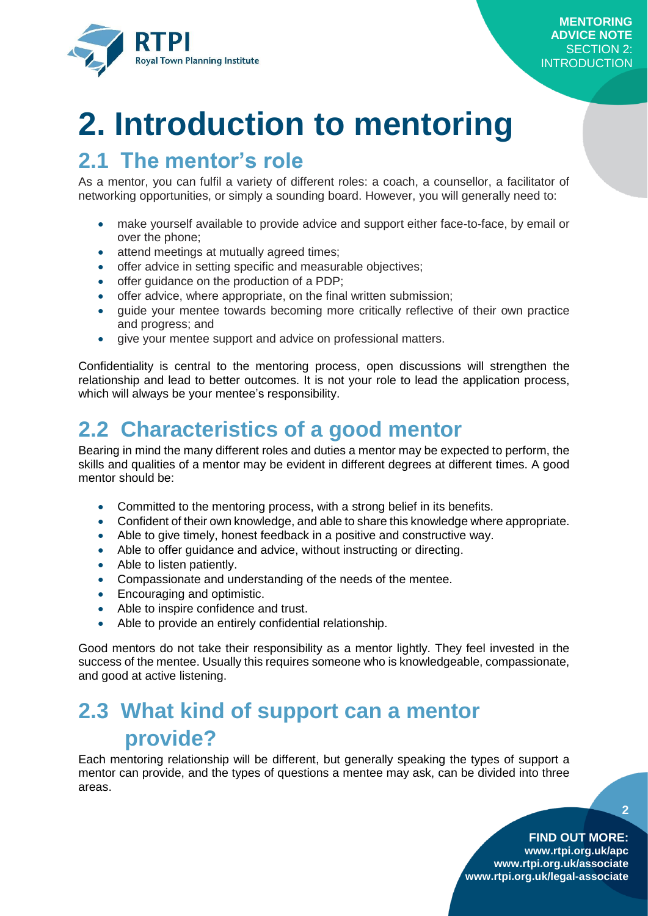# 2. Introduction to mentoring

## 2.1 The mentor's role

As a mentor, you can fulfil a variety of different roles: a coach, a counsellor, a facilitator of networking opportunities, or simply a sounding board. However, you will generally need to:

- make yourself available to provide advice and support either face-to-face, by email or over the phone;
- attend meetings at mutually agreed times;
- offer advice in setting specific and measurable objectives;
- offer guidance on the production of a PDP;
- offer advice, where appropriate, on the final written submission;
- guide your mentee towards becoming more critically reflective of their own practice and progress; and
- give your mentee support and advice on professional matters.

Confidentiality is central to the mentoring process, open discussions will strengthen the relationship and lead to better outcomes. It is not your role to lead the application process, which will always be your mentee's responsibility.

## 2.2 Characteristics of a good mentor

Bearing in mind the many different roles and duties a mentor may be expected to perform, the skills and qualities of a mentor may be evident in different degrees at different times. A good mentor should be:

- Committed to the mentoring process, with a strong belief in its benefits.
- Confident of their own knowledge, and able to share this knowledge where appropriate.
- Able to give timely, honest feedback in a positive and constructive way.
- Able to offer guidance and advice, without instructing or directing.
- Able to listen patiently.
- Compassionate and understanding of the needs of the mentee.
- Encouraging and optimistic.
- Able to inspire confidence and trust.
- Able to provide an entirely confidential relationship.

Good mentors do not take their responsibility as a mentor lightly. They feel invested in the success of the mentee. Usually this requires someone who is knowledgeable, compassionate, and good at active listening.

## 2.3 What kind of support can a mentor provide?

Each mentoring relationship will be different, but generally speaking the types of support a mentor can provide, and the types of questions a mentee may ask, can be divided into three areas.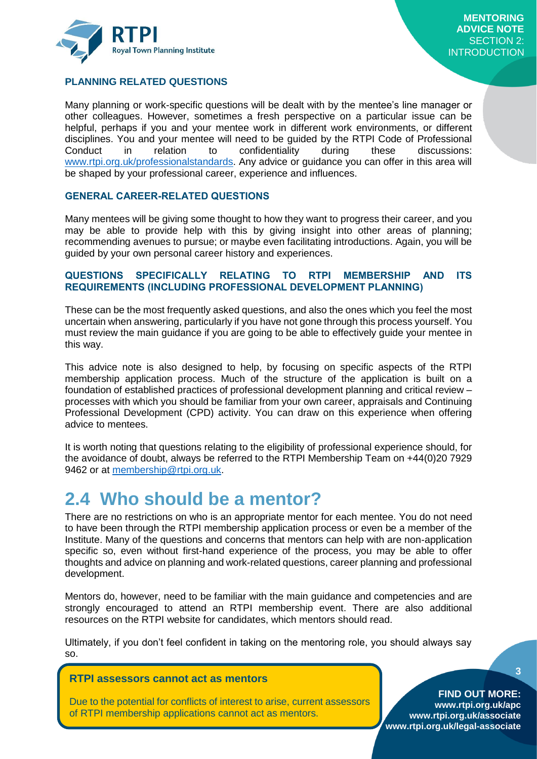### PLANNING RELATED QUESTIONS

Many planning or work-specific questions will be dealt with by the mentee's line manager or other colleagues. However, sometimes a fresh perspective on a particular issue can be helpful, perhaps if you and your mentee work in different work environments, or different disciplines. You and your mentee will need to be guided by the RTPI Code of Professional Conduct in relation to confidentiality during these discussions: www.rtpi.org.uk/professionalstandards. Any advice or guidance you can offer in this area will be shaped by your professional career, experience and influences.

### GENERAL CAREER-RELATED QUESTIONS

Many mentees will be giving some thought to how they want to progress their career, and you may be able to provide help with this by giving insight into other areas of planning; recommending avenues to pursue; or maybe even facilitating introductions. Again, you will be guided by your own personal career history and experiences.

### QUESTIONS SPECIFICALLY RELATING TO RTPI MEMBERSHIP AND ITS REQUIREMENTS (INCLUDING PROFESSIONAL DEVELOPMENT PLANNING)

These can be the most frequently asked questions, and also the ones which you feel the most uncertain when answering, particularly if you have not gone through this process yourself. You must review the main guidance if you are going to be able to effectively guide your mentee in this way.

This advice note is also designed to help, by focusing on specific aspects of the RTPI membership application process. Much of the structure of the application is built on a foundation of established practices of professional development planning and critical review – processes with which you should be familiar from your own career, appraisals and Continuing Professional Development (CPD) activity. You can draw on this experience when offering advice to mentees.

It is worth noting that questions relating to the eligibility of professional experience should, for the avoidance of doubt, always be referred to the RTPI Membership Team on +44(0)20 7929 9462 or at membership@rtpi.org.uk.

## 2.4 Who should be a mentor?

There are no restrictions on who is an appropriate mentor for each mentee. You do not need to have been through the RTPI membership application process or even be a member of the Institute. Many of the questions and concerns that mentors can help with are non-application specific so, even without first-hand experience of the process, you may be able to offer thoughts and advice on planning and work-related questions, career planning and professional development.

Mentors do, however, need to be familiar with the main guidance and competencies and are strongly encouraged to attend an RTPI membership event. There are also additional resources on the RTPI website for candidates, which mentors should read.

Ultimately, if you don't feel confident in taking on the mentoring role, you should always say so.

**RTPI assessors cannot act as mentors**

Due to the potential for conflicts of interest to arise, current assessors of RTPI membership applications cannot act as mentors.

**FIND OUT MORE:**
www.rtpi.org.uk/apc
www.rtpi.org.uk/associate
www.rtpi.org.uk/legal-associate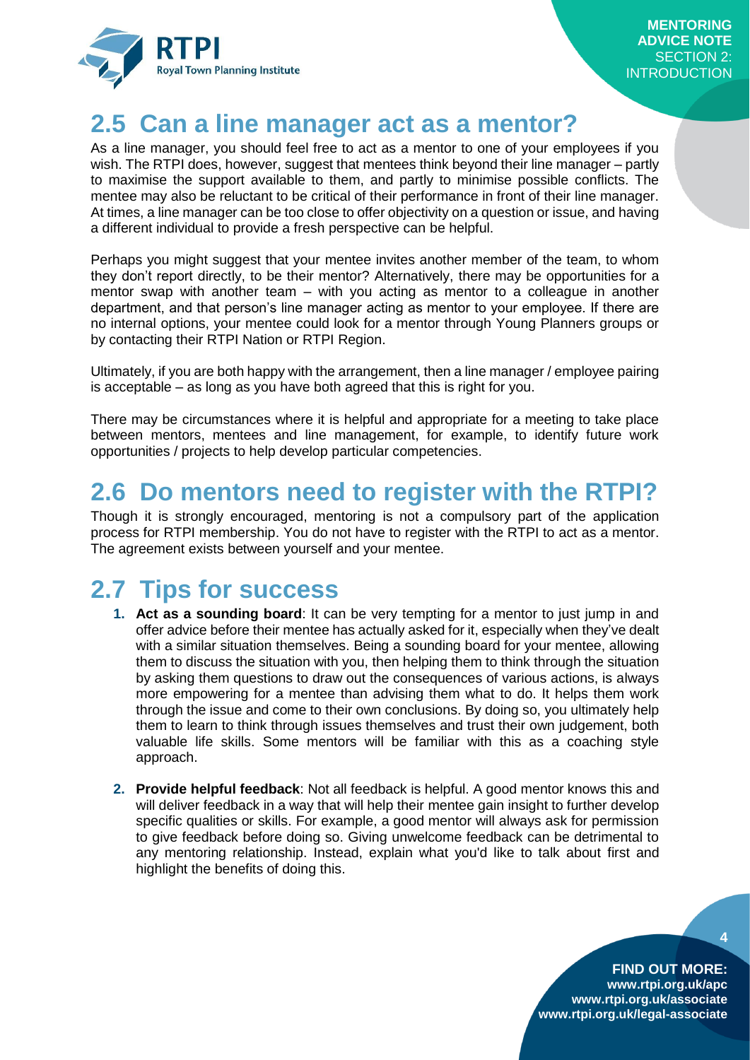## 2.5 Can a line manager act as a mentor?

As a line manager, you should feel free to act as a mentor to one of your employees if you wish. The RTPI does, however, suggest that mentees think beyond their line manager – partly to maximise the support available to them, and partly to minimise possible conflicts. The mentee may also be reluctant to be critical of their performance in front of their line manager. At times, a line manager can be too close to offer objectivity on a question or issue, and having a different individual to provide a fresh perspective can be helpful.

Perhaps you might suggest that your mentee invites another member of the team, to whom they don't report directly, to be their mentor? Alternatively, there may be opportunities for a mentor swap with another team – with you acting as mentor to a colleague in another department, and that person's line manager acting as mentor to your employee. If there are no internal options, your mentee could look for a mentor through Young Planners groups or by contacting their RTPI Nation or RTPI Region.

Ultimately, if you are both happy with the arrangement, then a line manager / employee pairing is acceptable – as long as you have both agreed that this is right for you.

There may be circumstances where it is helpful and appropriate for a meeting to take place between mentors, mentees and line management, for example, to identify future work opportunities / projects to help develop particular competencies.

## 2.6 Do mentors need to register with the RTPI?

Though it is strongly encouraged, mentoring is not a compulsory part of the application process for RTPI membership. You do not have to register with the RTPI to act as a mentor. The agreement exists between yourself and your mentee.

## 2.7 Tips for success

1. **Act as a sounding board**: It can be very tempting for a mentor to just jump in and offer advice before their mentee has actually asked for it, especially when they've dealt with a similar situation themselves. Being a sounding board for your mentee, allowing them to discuss the situation with you, then helping them to think through the situation by asking them questions to draw out the consequences of various actions, is always more empowering for a mentee than advising them what to do. It helps them work through the issue and come to their own conclusions. By doing so, you ultimately help them to learn to think through issues themselves and trust their own judgement, both valuable life skills. Some mentors will be familiar with this as a coaching style approach.

2. **Provide helpful feedback**: Not all feedback is helpful. A good mentor knows this and will deliver feedback in a way that will help their mentee gain insight to further develop specific qualities or skills. For example, a good mentor will always ask for permission to give feedback before doing so. Giving unwelcome feedback can be detrimental to any mentoring relationship. Instead, explain what you'd like to talk about first and highlight the benefits of doing this.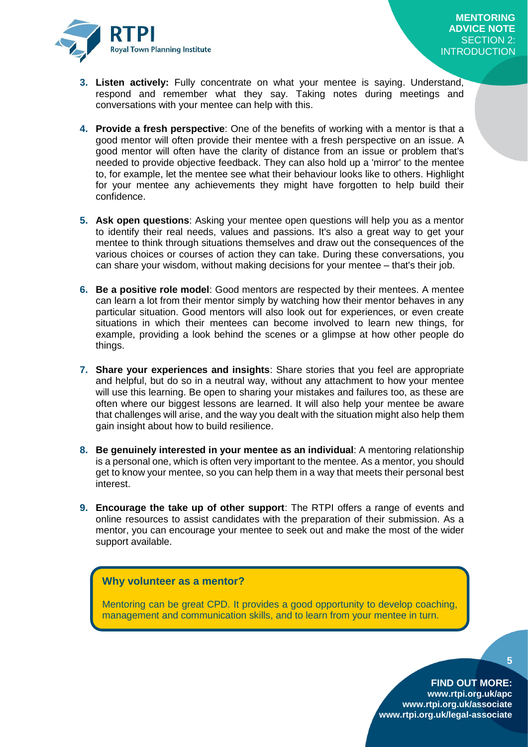3. **Listen actively:** Fully concentrate on what your mentee is saying. Understand, respond and remember what they say. Taking notes during meetings and conversations with your mentee can help with this.

4. **Provide a fresh perspective**: One of the benefits of working with a mentor is that a good mentor will often provide their mentee with a fresh perspective on an issue. A good mentor will often have the clarity of distance from an issue or problem that's needed to provide objective feedback. They can also hold up a 'mirror' to the mentee to, for example, let the mentee see what their behaviour looks like to others. Highlight for your mentee any achievements they might have forgotten to help build their confidence.

5. **Ask open questions**: Asking your mentee open questions will help you as a mentor to identify their real needs, values and passions. It's also a great way to get your mentee to think through situations themselves and draw out the consequences of the various choices or courses of action they can take. During these conversations, you can share your wisdom, without making decisions for your mentee – that's their job.

6. **Be a positive role model**: Good mentors are respected by their mentees. A mentee can learn a lot from their mentor simply by watching how their mentor behaves in any particular situation. Good mentors will also look out for experiences, or even create situations in which their mentees can become involved to learn new things, for example, providing a look behind the scenes or a glimpse at how other people do things.

7. **Share your experiences and insights**: Share stories that you feel are appropriate and helpful, but do so in a neutral way, without any attachment to how your mentee will use this learning. Be open to sharing your mistakes and failures too, as these are often where our biggest lessons are learned. It will also help your mentee be aware that challenges will arise, and the way you dealt with the situation might also help them gain insight about how to build resilience.

8. **Be genuinely interested in your mentee as an individual**: A mentoring relationship is a personal one, which is often very important to the mentee. As a mentor, you should get to know your mentee, so you can help them in a way that meets their personal best interest.

9. **Encourage the take up of other support**: The RTPI offers a range of events and online resources to assist candidates with the preparation of their submission. As a mentor, you can encourage your mentee to seek out and make the most of the wider support available.

**Why volunteer as a mentor?**

Mentoring can be great CPD. It provides a good opportunity to develop coaching, management and communication skills, and to learn from your mentee in turn.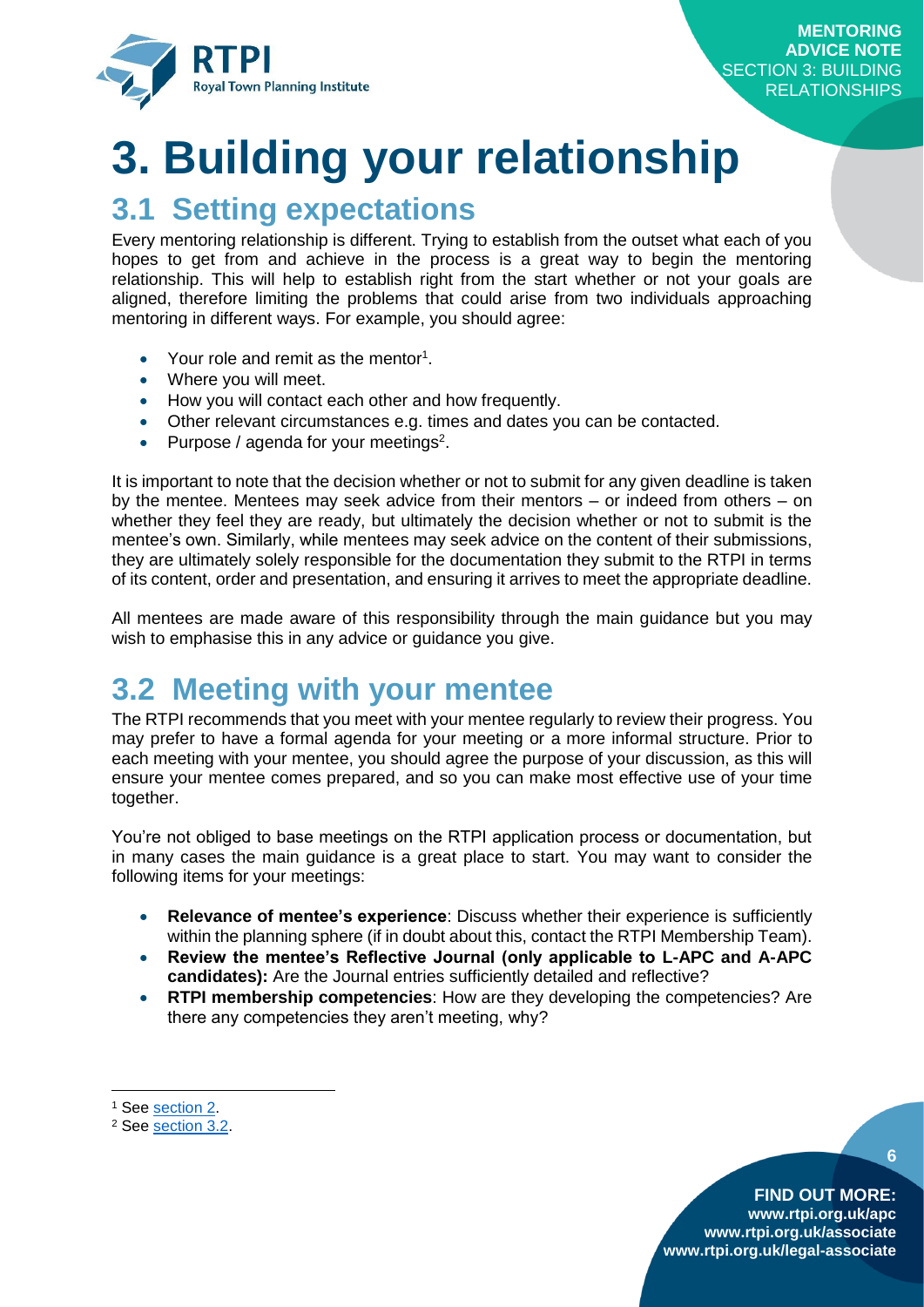# 3. Building your relationship

## 3.1 Setting expectations

Every mentoring relationship is different. Trying to establish from the outset what each of you hopes to get from and achieve in the process is a great way to begin the mentoring relationship. This will help to establish right from the start whether or not your goals are aligned, therefore limiting the problems that could arise from two individuals approaching mentoring in different ways. For example, you should agree:

- Your role and remit as the mentor[1].
- Where you will meet.
- How you will contact each other and how frequently.
- Other relevant circumstances e.g. times and dates you can be contacted.
- Purpose / agenda for your meetings[2].

It is important to note that the decision whether or not to submit for any given deadline is taken by the mentee. Mentees may seek advice from their mentors – or indeed from others – on whether they feel they are ready, but ultimately the decision whether or not to submit is the mentee's own. Similarly, while mentees may seek advice on the content of their submissions, they are ultimately solely responsible for the documentation they submit to the RTPI in terms of its content, order and presentation, and ensuring it arrives to meet the appropriate deadline.

All mentees are made aware of this responsibility through the main guidance but you may wish to emphasise this in any advice or guidance you give.

## 3.2 Meeting with your mentee

The RTPI recommends that you meet with your mentee regularly to review their progress. You may prefer to have a formal agenda for your meeting or a more informal structure. Prior to each meeting with your mentee, you should agree the purpose of your discussion, as this will ensure your mentee comes prepared, and so you can make most effective use of your time together.

You're not obliged to base meetings on the RTPI application process or documentation, but in many cases the main guidance is a great place to start. You may want to consider the following items for your meetings:

- **Relevance of mentee's experience**: Discuss whether their experience is sufficiently within the planning sphere (if in doubt about this, contact the RTPI Membership Team).
- **Review the mentee's Reflective Journal (only applicable to L-APC and A-APC candidates):** Are the Journal entries sufficiently detailed and reflective?
- **RTPI membership competencies**: How are they developing the competencies? Are there any competencies they aren't meeting, why?

---

[1] See section 2.

[2] See section 3.2.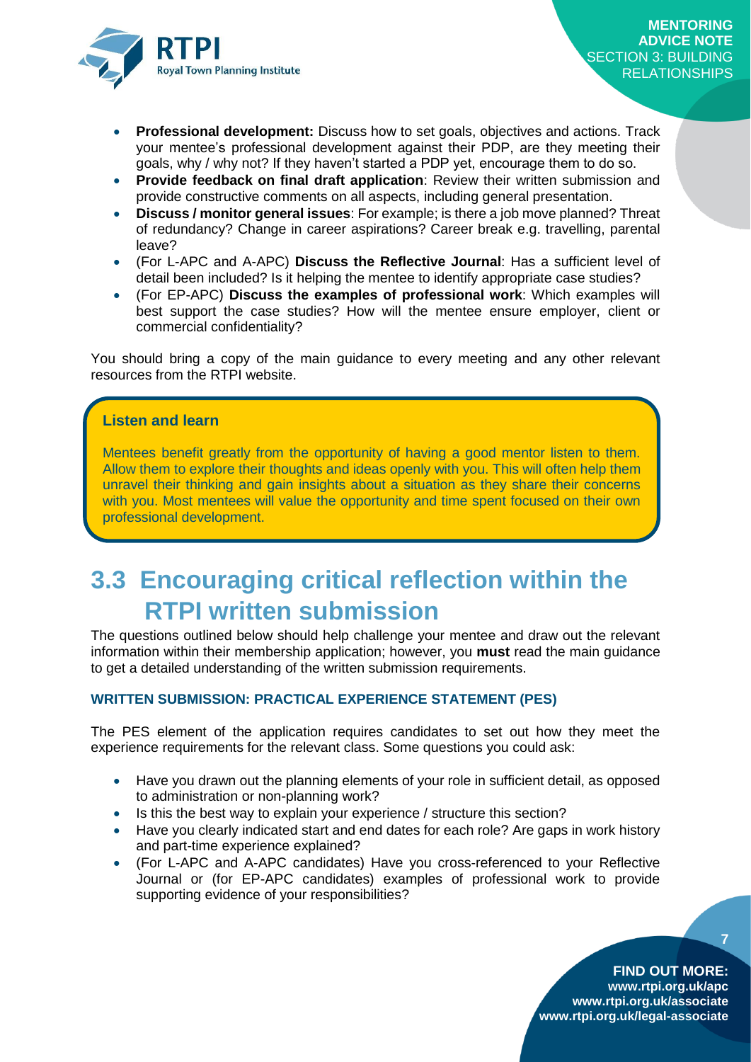- **Professional development:** Discuss how to set goals, objectives and actions. Track your mentee's professional development against their PDP, are they meeting their goals, why / why not? If they haven't started a PDP yet, encourage them to do so.
- **Provide feedback on final draft application**: Review their written submission and provide constructive comments on all aspects, including general presentation.
- **Discuss / monitor general issues**: For example; is there a job move planned? Threat of redundancy? Change in career aspirations? Career break e.g. travelling, parental leave?
- (For L-APC and A-APC) **Discuss the Reflective Journal**: Has a sufficient level of detail been included? Is it helping the mentee to identify appropriate case studies?
- (For EP-APC) **Discuss the examples of professional work**: Which examples will best support the case studies? How will the mentee ensure employer, client or commercial confidentiality?

You should bring a copy of the main guidance to every meeting and any other relevant resources from the RTPI website.

**Listen and learn**

Mentees benefit greatly from the opportunity of having a good mentor listen to them. Allow them to explore their thoughts and ideas openly with you. This will often help them unravel their thinking and gain insights about a situation as they share their concerns with you. Most mentees will value the opportunity and time spent focused on their own professional development.

## 3.3 Encouraging critical reflection within the RTPI written submission

The questions outlined below should help challenge your mentee and draw out the relevant information within their membership application; however, you **must** read the main guidance to get a detailed understanding of the written submission requirements.

### WRITTEN SUBMISSION: PRACTICAL EXPERIENCE STATEMENT (PES)

The PES element of the application requires candidates to set out how they meet the experience requirements for the relevant class. Some questions you could ask:

- Have you drawn out the planning elements of your role in sufficient detail, as opposed to administration or non-planning work?
- Is this the best way to explain your experience / structure this section?
- Have you clearly indicated start and end dates for each role? Are gaps in work history and part-time experience explained?
- (For L-APC and A-APC candidates) Have you cross-referenced to your Reflective Journal or (for EP-APC candidates) examples of professional work to provide supporting evidence of your responsibilities?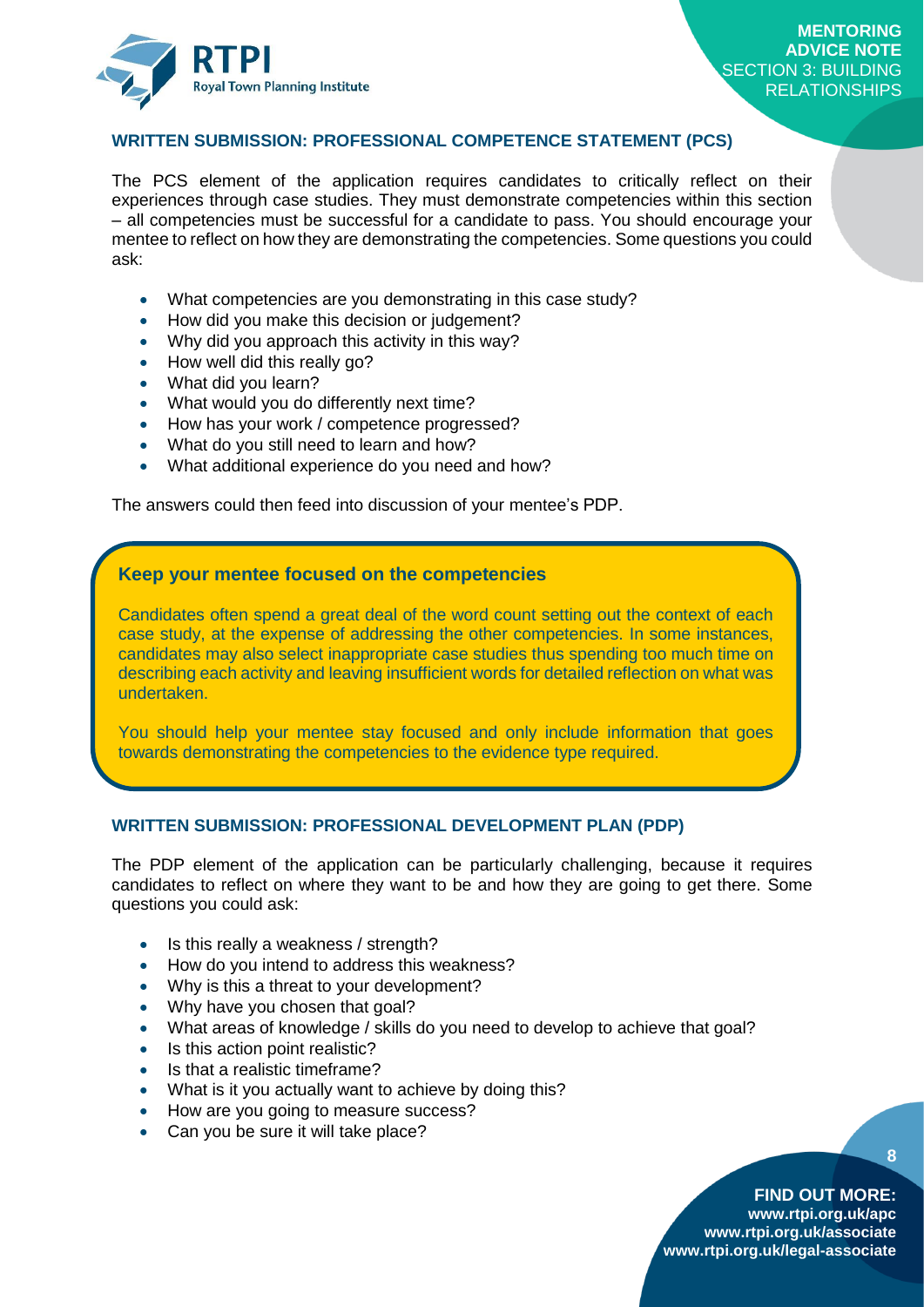## WRITTEN SUBMISSION: PROFESSIONAL COMPETENCE STATEMENT (PCS)

The PCS element of the application requires candidates to critically reflect on their experiences through case studies. They must demonstrate competencies within this section – all competencies must be successful for a candidate to pass. You should encourage your mentee to reflect on how they are demonstrating the competencies. Some questions you could ask:

- What competencies are you demonstrating in this case study?
- How did you make this decision or judgement?
- Why did you approach this activity in this way?
- How well did this really go?
- What did you learn?
- What would you do differently next time?
- How has your work / competence progressed?
- What do you still need to learn and how?
- What additional experience do you need and how?

The answers could then feed into discussion of your mentee's PDP.

### Keep your mentee focused on the competencies

Candidates often spend a great deal of the word count setting out the context of each case study, at the expense of addressing the other competencies. In some instances, candidates may also select inappropriate case studies thus spending too much time on describing each activity and leaving insufficient words for detailed reflection on what was undertaken.

You should help your mentee stay focused and only include information that goes towards demonstrating the competencies to the evidence type required.

## WRITTEN SUBMISSION: PROFESSIONAL DEVELOPMENT PLAN (PDP)

The PDP element of the application can be particularly challenging, because it requires candidates to reflect on where they want to be and how they are going to get there. Some questions you could ask:

- Is this really a weakness / strength?
- How do you intend to address this weakness?
- Why is this a threat to your development?
- Why have you chosen that goal?
- What areas of knowledge / skills do you need to develop to achieve that goal?
- Is this action point realistic?
- Is that a realistic timeframe?
- What is it you actually want to achieve by doing this?
- How are you going to measure success?
- Can you be sure it will take place?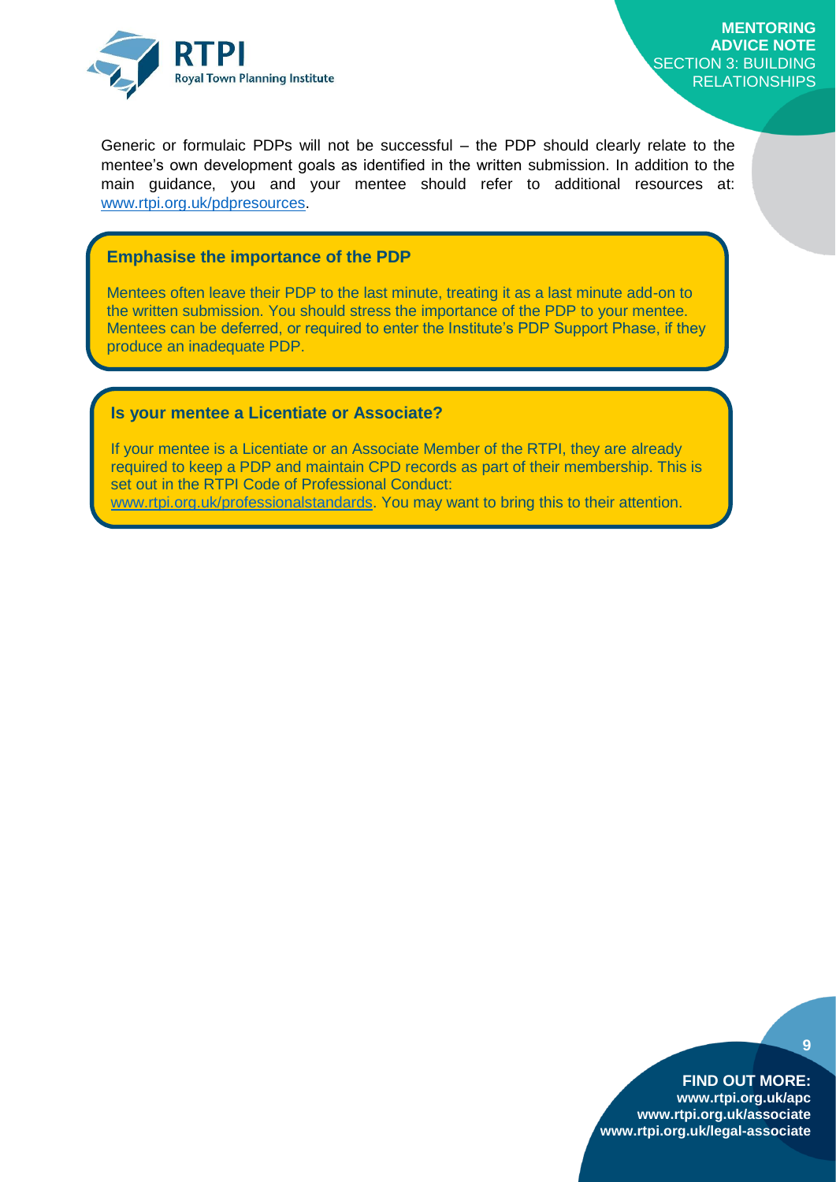Generic or formulaic PDPs will not be successful – the PDP should clearly relate to the mentee's own development goals as identified in the written submission. In addition to the main guidance, you and your mentee should refer to additional resources at: www.rtpi.org.uk/pdpresources.

**Emphasise the importance of the PDP**

Mentees often leave their PDP to the last minute, treating it as a last minute add-on to the written submission. You should stress the importance of the PDP to your mentee. Mentees can be deferred, or required to enter the Institute's PDP Support Phase, if they produce an inadequate PDP.

**Is your mentee a Licentiate or Associate?**

If your mentee is a Licentiate or an Associate Member of the RTPI, they are already required to keep a PDP and maintain CPD records as part of their membership. This is set out in the RTPI Code of Professional Conduct: www.rtpi.org.uk/professionalstandards. You may want to bring this to their attention.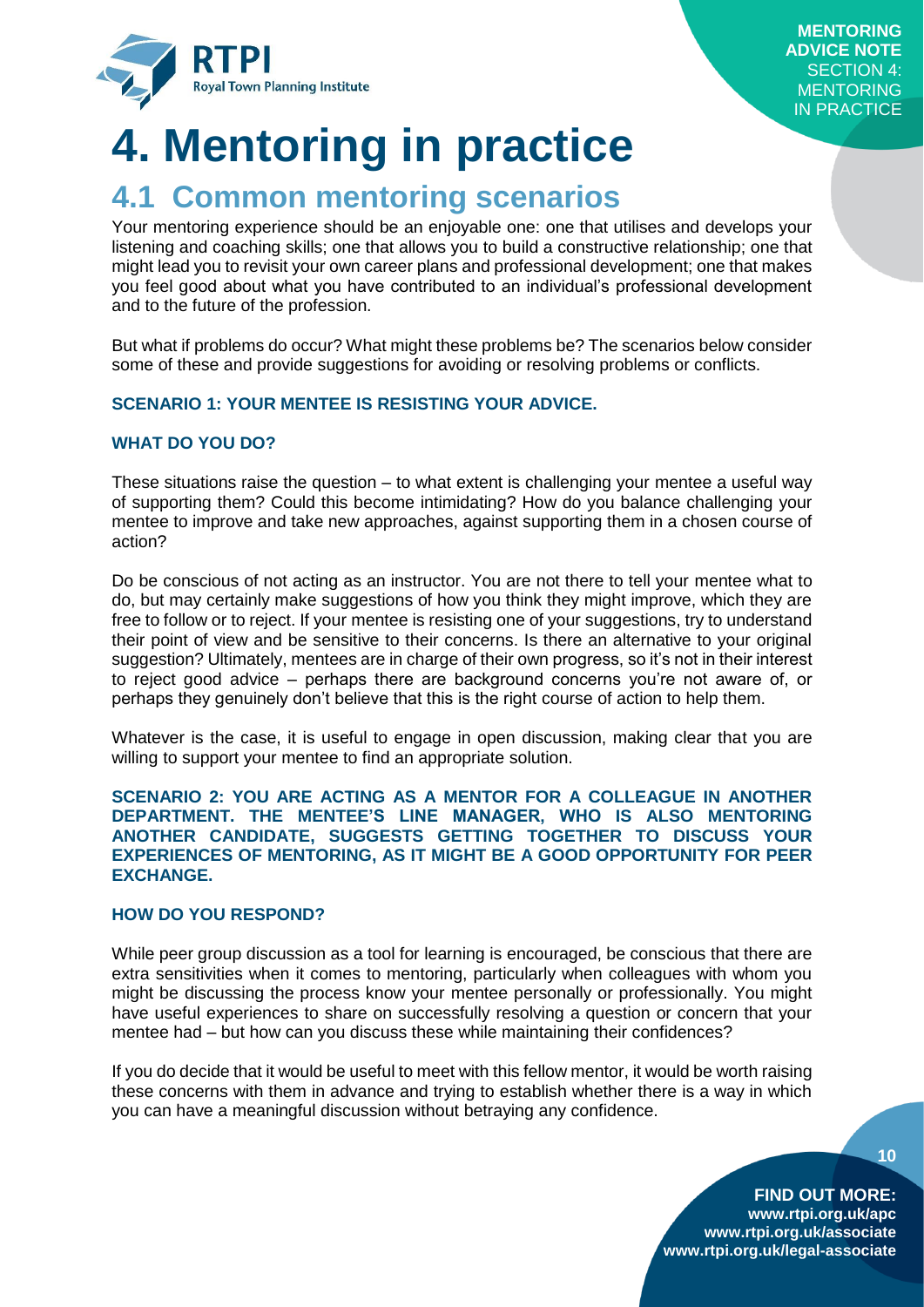# 4. Mentoring in practice

## 4.1 Common mentoring scenarios

Your mentoring experience should be an enjoyable one: one that utilises and develops your listening and coaching skills; one that allows you to build a constructive relationship; one that might lead you to revisit your own career plans and professional development; one that makes you feel good about what you have contributed to an individual's professional development and to the future of the profession.

But what if problems do occur? What might these problems be? The scenarios below consider some of these and provide suggestions for avoiding or resolving problems or conflicts.

**SCENARIO 1: YOUR MENTEE IS RESISTING YOUR ADVICE.**

**WHAT DO YOU DO?**

These situations raise the question – to what extent is challenging your mentee a useful way of supporting them? Could this become intimidating? How do you balance challenging your mentee to improve and take new approaches, against supporting them in a chosen course of action?

Do be conscious of not acting as an instructor. You are not there to tell your mentee what to do, but may certainly make suggestions of how you think they might improve, which they are free to follow or to reject. If your mentee is resisting one of your suggestions, try to understand their point of view and be sensitive to their concerns. Is there an alternative to your original suggestion? Ultimately, mentees are in charge of their own progress, so it's not in their interest to reject good advice – perhaps there are background concerns you're not aware of, or perhaps they genuinely don't believe that this is the right course of action to help them.

Whatever is the case, it is useful to engage in open discussion, making clear that you are willing to support your mentee to find an appropriate solution.

**SCENARIO 2: YOU ARE ACTING AS A MENTOR FOR A COLLEAGUE IN ANOTHER DEPARTMENT. THE MENTEE'S LINE MANAGER, WHO IS ALSO MENTORING ANOTHER CANDIDATE, SUGGESTS GETTING TOGETHER TO DISCUSS YOUR EXPERIENCES OF MENTORING, AS IT MIGHT BE A GOOD OPPORTUNITY FOR PEER EXCHANGE.**

**HOW DO YOU RESPOND?**

While peer group discussion as a tool for learning is encouraged, be conscious that there are extra sensitivities when it comes to mentoring, particularly when colleagues with whom you might be discussing the process know your mentee personally or professionally. You might have useful experiences to share on successfully resolving a question or concern that your mentee had – but how can you discuss these while maintaining their confidences?

If you do decide that it would be useful to meet with this fellow mentor, it would be worth raising these concerns with them in advance and trying to establish whether there is a way in which you can have a meaningful discussion without betraying any confidence.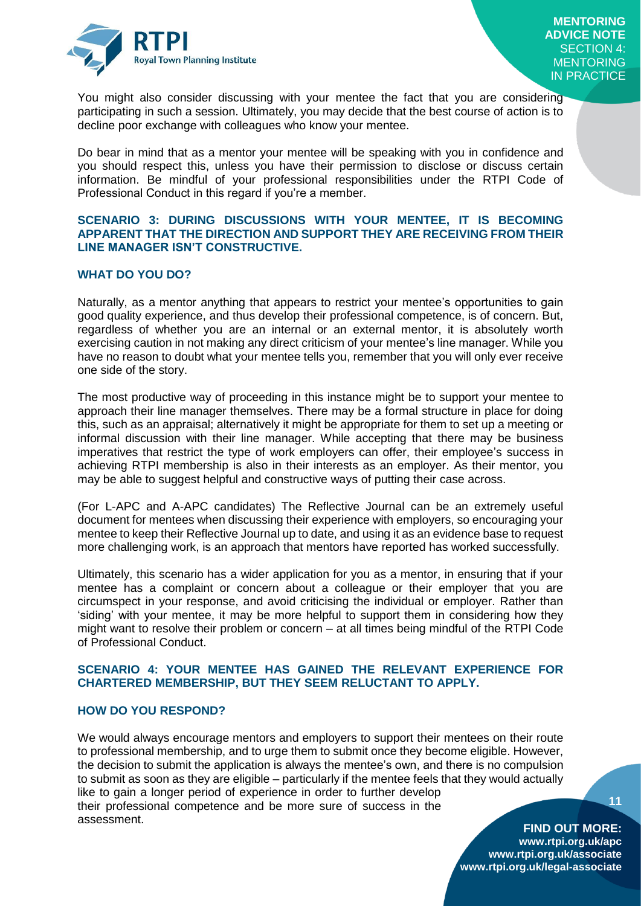You might also consider discussing with your mentee the fact that you are considering participating in such a session. Ultimately, you may decide that the best course of action is to decline poor exchange with colleagues who know your mentee.

Do bear in mind that as a mentor your mentee will be speaking with you in confidence and you should respect this, unless you have their permission to disclose or discuss certain information. Be mindful of your professional responsibilities under the RTPI Code of Professional Conduct in this regard if you're a member.

### SCENARIO 3: DURING DISCUSSIONS WITH YOUR MENTEE, IT IS BECOMING APPARENT THAT THE DIRECTION AND SUPPORT THEY ARE RECEIVING FROM THEIR LINE MANAGER ISN'T CONSTRUCTIVE.

#### WHAT DO YOU DO?

Naturally, as a mentor anything that appears to restrict your mentee's opportunities to gain good quality experience, and thus develop their professional competence, is of concern. But, regardless of whether you are an internal or an external mentor, it is absolutely worth exercising caution in not making any direct criticism of your mentee's line manager. While you have no reason to doubt what your mentee tells you, remember that you will only ever receive one side of the story.

The most productive way of proceeding in this instance might be to support your mentee to approach their line manager themselves. There may be a formal structure in place for doing this, such as an appraisal; alternatively it might be appropriate for them to set up a meeting or informal discussion with their line manager. While accepting that there may be business imperatives that restrict the type of work employers can offer, their employee's success in achieving RTPI membership is also in their interests as an employer. As their mentor, you may be able to suggest helpful and constructive ways of putting their case across.

(For L-APC and A-APC candidates) The Reflective Journal can be an extremely useful document for mentees when discussing their experience with employers, so encouraging your mentee to keep their Reflective Journal up to date, and using it as an evidence base to request more challenging work, is an approach that mentors have reported has worked successfully.

Ultimately, this scenario has a wider application for you as a mentor, in ensuring that if your mentee has a complaint or concern about a colleague or their employer that you are circumspect in your response, and avoid criticising the individual or employer. Rather than 'siding' with your mentee, it may be more helpful to support them in considering how they might want to resolve their problem or concern – at all times being mindful of the RTPI Code of Professional Conduct.

### SCENARIO 4: YOUR MENTEE HAS GAINED THE RELEVANT EXPERIENCE FOR CHARTERED MEMBERSHIP, BUT THEY SEEM RELUCTANT TO APPLY.

#### HOW DO YOU RESPOND?

We would always encourage mentors and employers to support their mentees on their route to professional membership, and to urge them to submit once they become eligible. However, the decision to submit the application is always the mentee's own, and there is no compulsion to submit as soon as they are eligible – particularly if the mentee feels that they would actually like to gain a longer period of experience in order to further develop their professional competence and be more sure of success in the assessment.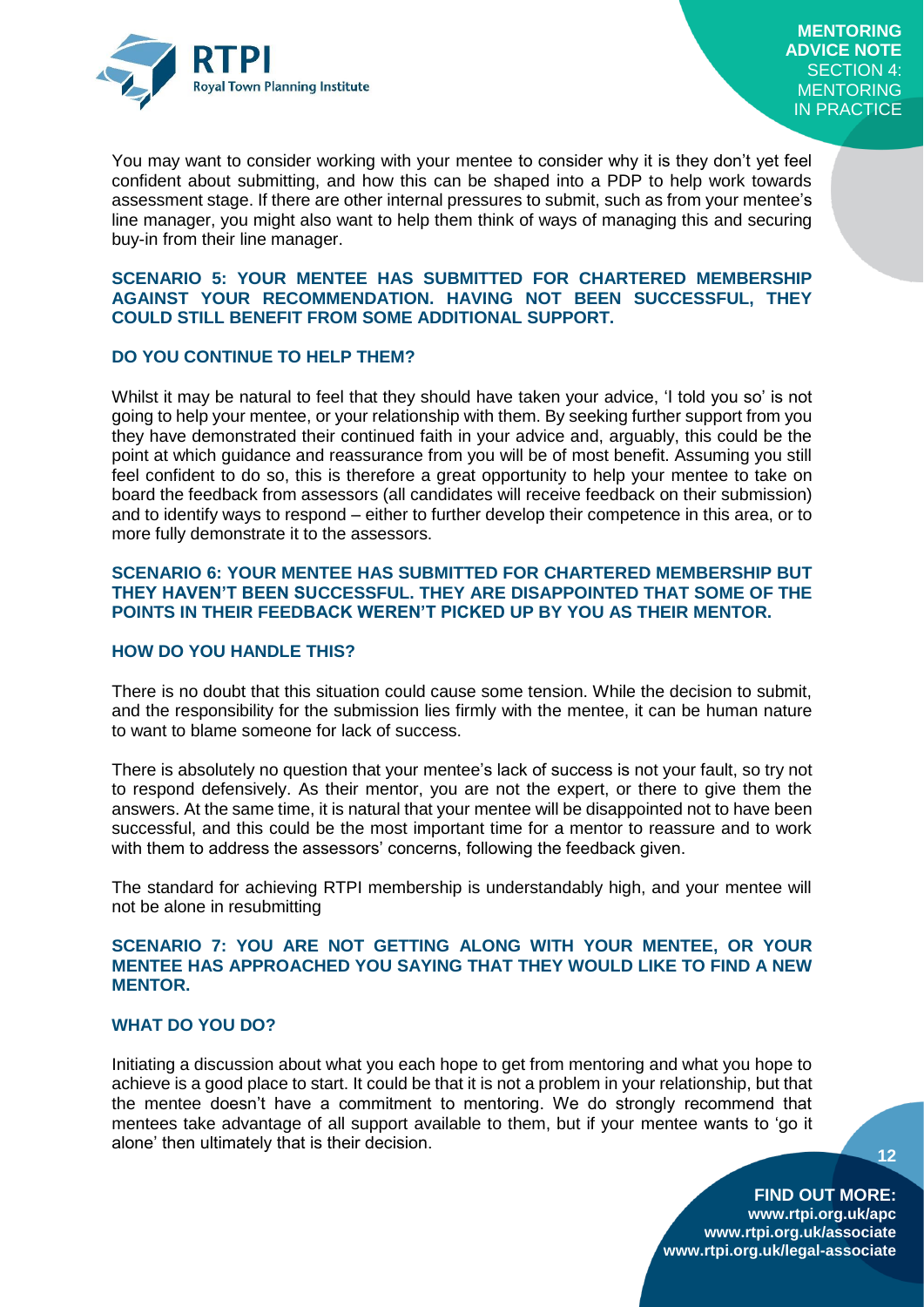You may want to consider working with your mentee to consider why it is they don't yet feel confident about submitting, and how this can be shaped into a PDP to help work towards assessment stage. If there are other internal pressures to submit, such as from your mentee's line manager, you might also want to help them think of ways of managing this and securing buy-in from their line manager.

### SCENARIO 5: YOUR MENTEE HAS SUBMITTED FOR CHARTERED MEMBERSHIP AGAINST YOUR RECOMMENDATION. HAVING NOT BEEN SUCCESSFUL, THEY COULD STILL BENEFIT FROM SOME ADDITIONAL SUPPORT.

### DO YOU CONTINUE TO HELP THEM?

Whilst it may be natural to feel that they should have taken your advice, 'I told you so' is not going to help your mentee, or your relationship with them. By seeking further support from you they have demonstrated their continued faith in your advice and, arguably, this could be the point at which guidance and reassurance from you will be of most benefit. Assuming you still feel confident to do so, this is therefore a great opportunity to help your mentee to take on board the feedback from assessors (all candidates will receive feedback on their submission) and to identify ways to respond – either to further develop their competence in this area, or to more fully demonstrate it to the assessors.

### SCENARIO 6: YOUR MENTEE HAS SUBMITTED FOR CHARTERED MEMBERSHIP BUT THEY HAVEN'T BEEN SUCCESSFUL. THEY ARE DISAPPOINTED THAT SOME OF THE POINTS IN THEIR FEEDBACK WEREN'T PICKED UP BY YOU AS THEIR MENTOR.

### HOW DO YOU HANDLE THIS?

There is no doubt that this situation could cause some tension. While the decision to submit, and the responsibility for the submission lies firmly with the mentee, it can be human nature to want to blame someone for lack of success.

There is absolutely no question that your mentee's lack of success is not your fault, so try not to respond defensively. As their mentor, you are not the expert, or there to give them the answers. At the same time, it is natural that your mentee will be disappointed not to have been successful, and this could be the most important time for a mentor to reassure and to work with them to address the assessors' concerns, following the feedback given.

The standard for achieving RTPI membership is understandably high, and your mentee will not be alone in resubmitting

### SCENARIO 7: YOU ARE NOT GETTING ALONG WITH YOUR MENTEE, OR YOUR MENTEE HAS APPROACHED YOU SAYING THAT THEY WOULD LIKE TO FIND A NEW MENTOR.

### WHAT DO YOU DO?

Initiating a discussion about what you each hope to get from mentoring and what you hope to achieve is a good place to start. It could be that it is not a problem in your relationship, but that the mentee doesn't have a commitment to mentoring. We do strongly recommend that mentees take advantage of all support available to them, but if your mentee wants to 'go it alone' then ultimately that is their decision.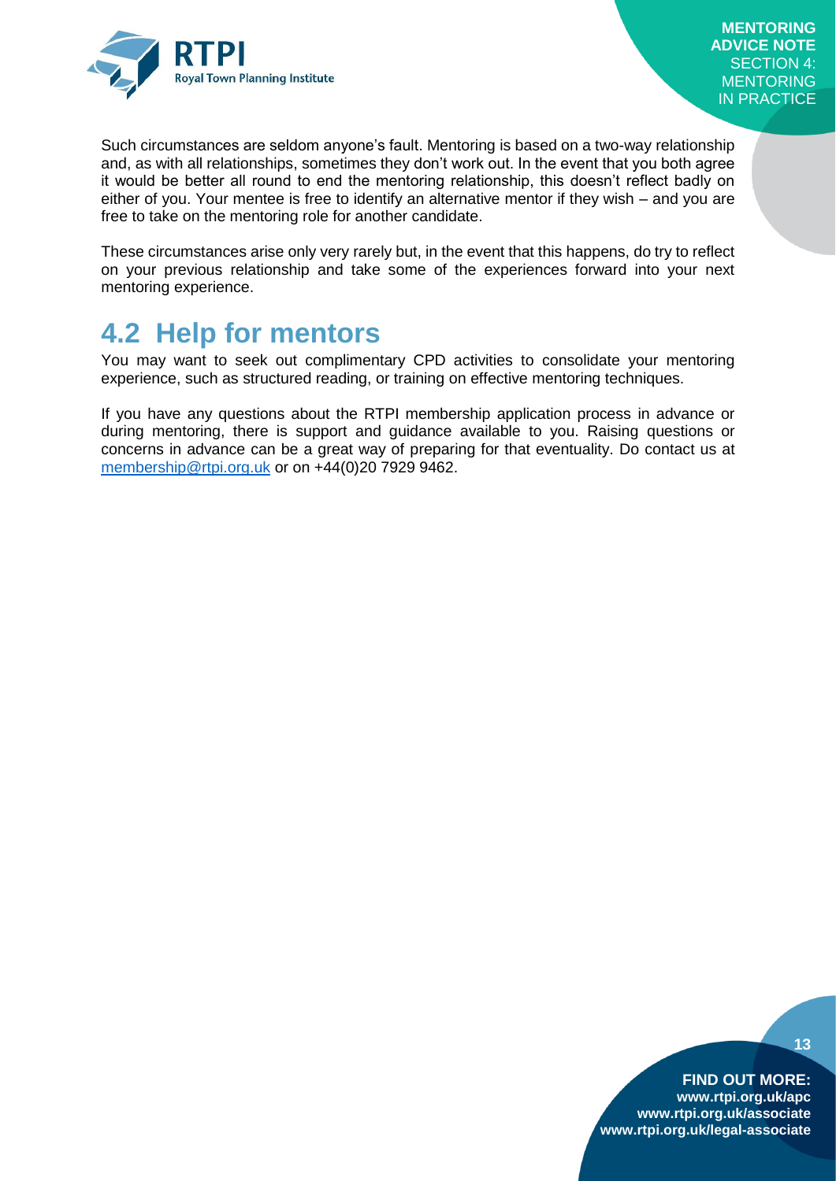Such circumstances are seldom anyone's fault. Mentoring is based on a two-way relationship and, as with all relationships, sometimes they don't work out. In the event that you both agree it would be better all round to end the mentoring relationship, this doesn't reflect badly on either of you. Your mentee is free to identify an alternative mentor if they wish – and you are free to take on the mentoring role for another candidate.

These circumstances arise only very rarely but, in the event that this happens, do try to reflect on your previous relationship and take some of the experiences forward into your next mentoring experience.

## 4.2 Help for mentors

You may want to seek out complimentary CPD activities to consolidate your mentoring experience, such as structured reading, or training on effective mentoring techniques.

If you have any questions about the RTPI membership application process in advance or during mentoring, there is support and guidance available to you. Raising questions or concerns in advance can be a great way of preparing for that eventuality. Do contact us at membership@rtpi.org.uk or on +44(0)20 7929 9462.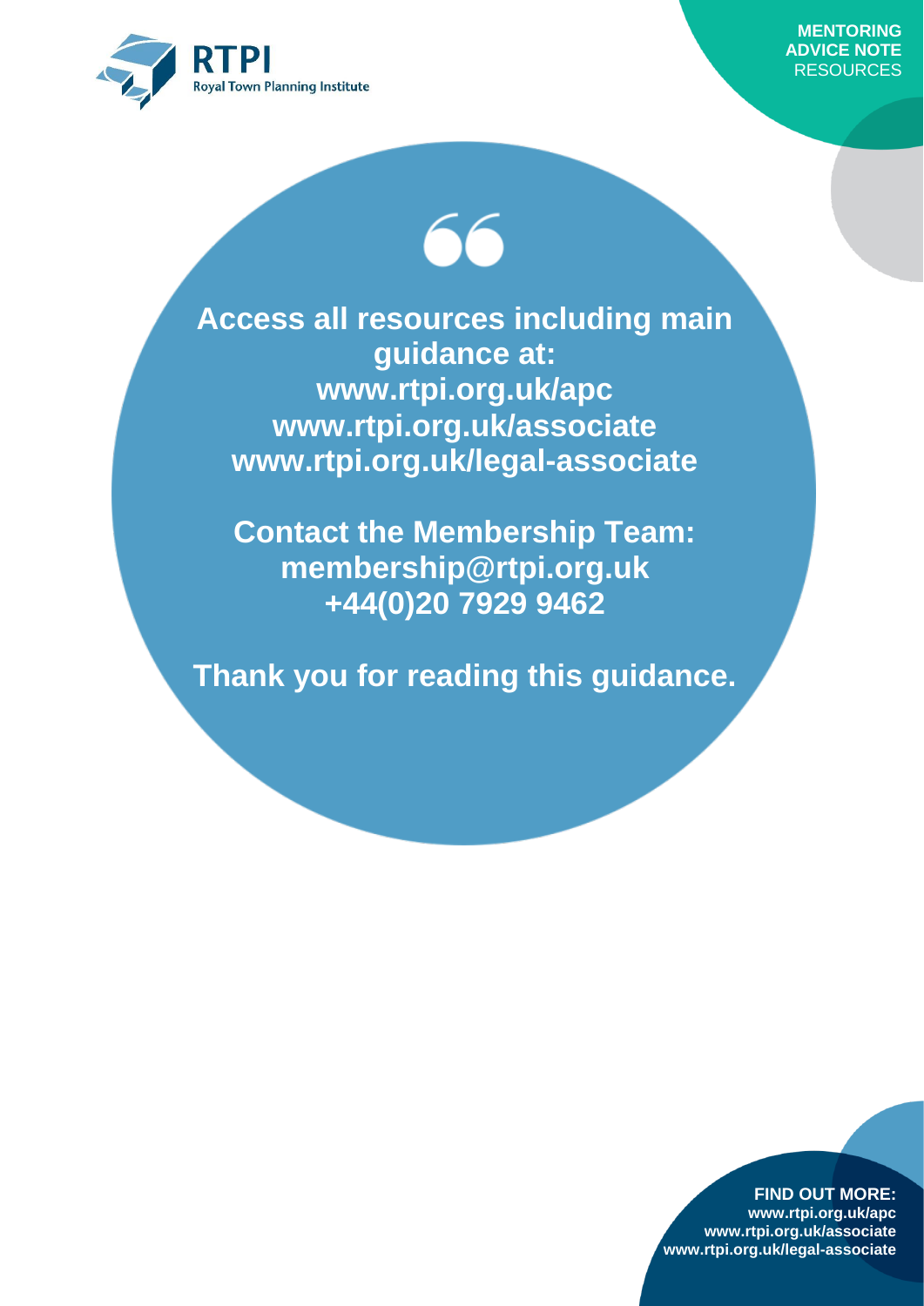Access all resources including main guidance at:
www.rtpi.org.uk/apc
www.rtpi.org.uk/associate
www.rtpi.org.uk/legal-associate

Contact the Membership Team:
membership@rtpi.org.uk
+44(0)20 7929 9462

Thank you for reading this guidance.

**FIND OUT MORE:**
www.rtpi.org.uk/apc
www.rtpi.org.uk/associate
www.rtpi.org.uk/legal-associate